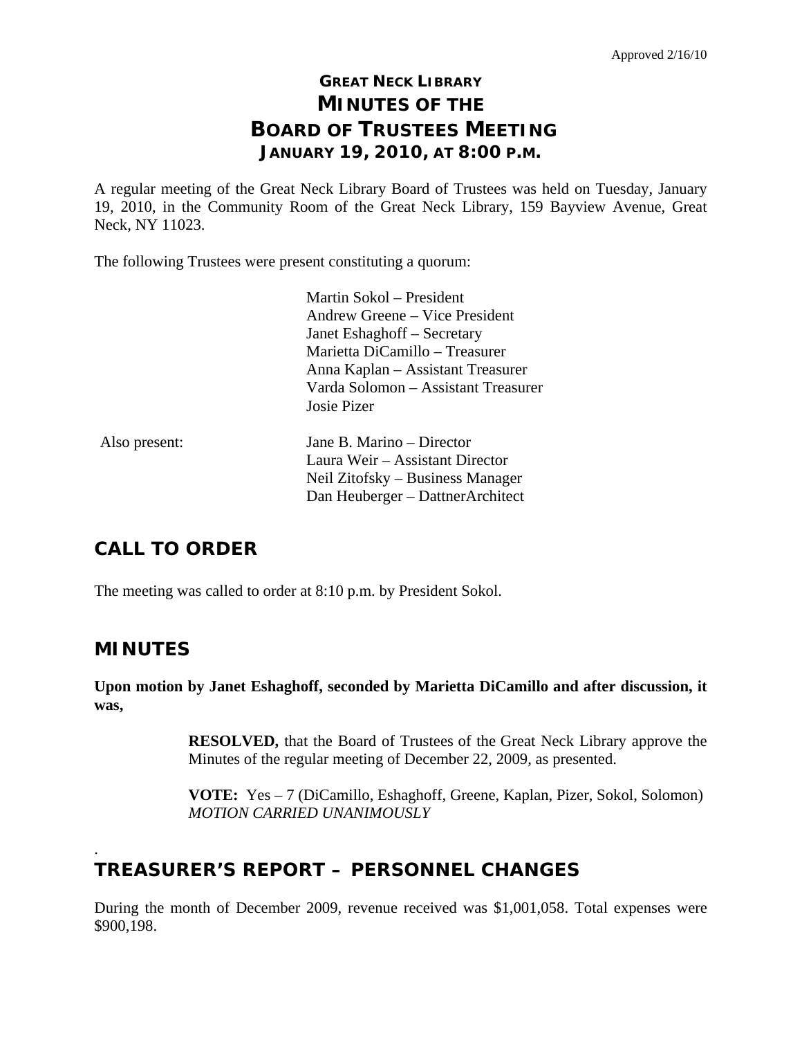Approved 2/16/10

# GREAT NECK LIBRARY
# MINUTES OF THE
# BOARD OF TRUSTEES MEETING
## JANUARY 19, 2010, AT 8:00 P.M.

A regular meeting of the Great Neck Library Board of Trustees was held on Tuesday, January 19, 2010, in the Community Room of the Great Neck Library, 159 Bayview Avenue, Great Neck, NY 11023.

The following Trustees were present constituting a quorum:

Martin Sokol – President
Andrew Greene – Vice President
Janet Eshaghoff – Secretary
Marietta DiCamillo – Treasurer
Anna Kaplan – Assistant Treasurer
Varda Solomon – Assistant Treasurer
Josie Pizer

Also present:

Jane B. Marino – Director
Laura Weir – Assistant Director
Neil Zitofsky – Business Manager
Dan Heuberger – DattnerArchitect

## CALL TO ORDER

The meeting was called to order at 8:10 p.m. by President Sokol.

## MINUTES

**Upon motion by Janet Eshaghoff, seconded by Marietta DiCamillo and after discussion, it was,**

> **RESOLVED,** that the Board of Trustees of the Great Neck Library approve the Minutes of the regular meeting of December 22, 2009, as presented.
>
> **VOTE:** Yes – 7 (DiCamillo, Eshaghoff, Greene, Kaplan, Pizer, Sokol, Solomon)
> *MOTION CARRIED UNANIMOUSLY*

## TREASURER'S REPORT – PERSONNEL CHANGES

During the month of December 2009, revenue received was $1,001,058. Total expenses were $900,198.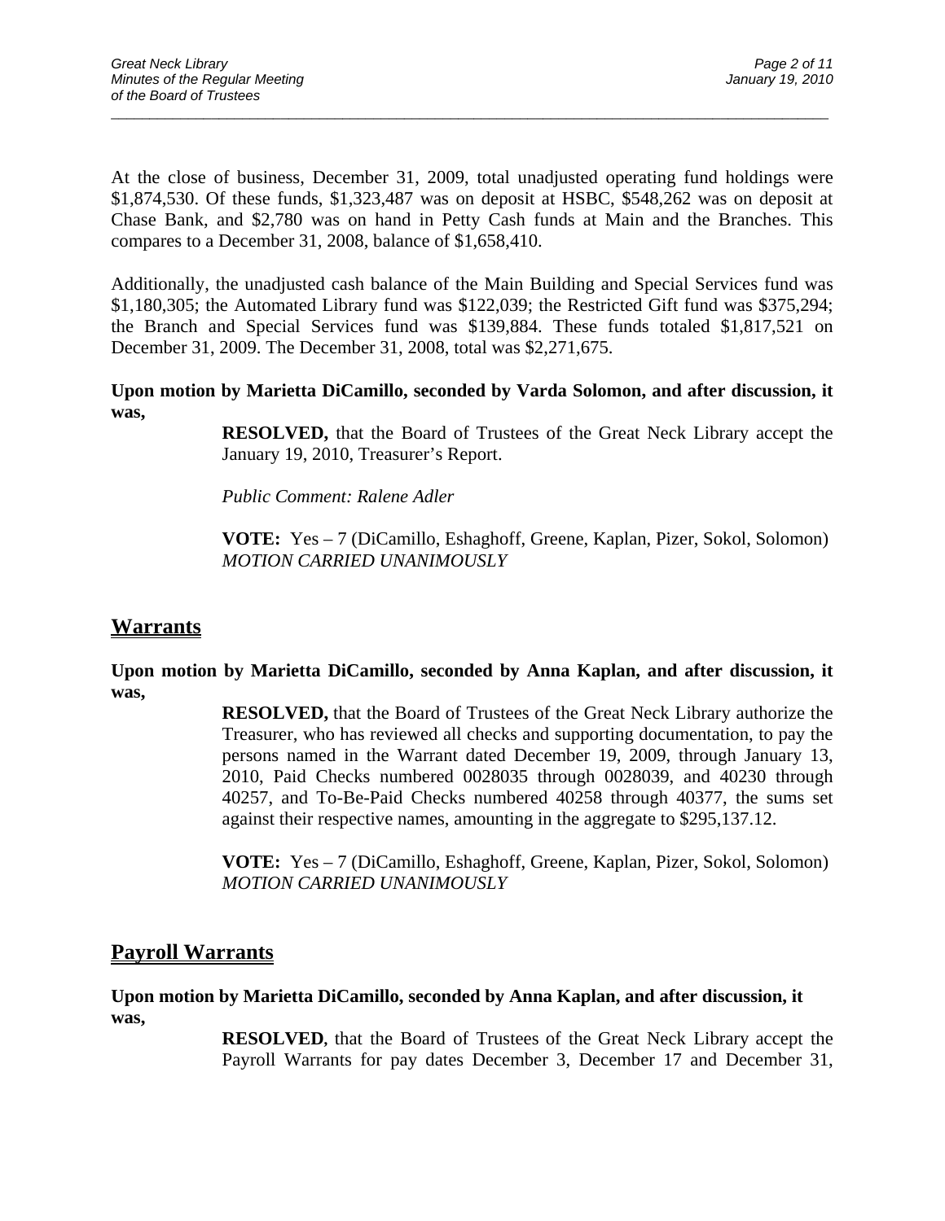At the close of business, December 31, 2009, total unadjusted operating fund holdings were $1,874,530. Of these funds, $1,323,487 was on deposit at HSBC, $548,262 was on deposit at Chase Bank, and $2,780 was on hand in Petty Cash funds at Main and the Branches. This compares to a December 31, 2008, balance of $1,658,410.

Additionally, the unadjusted cash balance of the Main Building and Special Services fund was $1,180,305; the Automated Library fund was $122,039; the Restricted Gift fund was $375,294; the Branch and Special Services fund was $139,884. These funds totaled $1,817,521 on December 31, 2009. The December 31, 2008, total was $2,271,675.

**Upon motion by Marietta DiCamillo, seconded by Varda Solomon, and after discussion, it was,**

> **RESOLVED,** that the Board of Trustees of the Great Neck Library accept the January 19, 2010, Treasurer's Report.
>
> *Public Comment: Ralene Adler*
>
> **VOTE:** Yes – 7 (DiCamillo, Eshaghoff, Greene, Kaplan, Pizer, Sokol, Solomon) *MOTION CARRIED UNANIMOUSLY*

## Warrants

**Upon motion by Marietta DiCamillo, seconded by Anna Kaplan, and after discussion, it was,**

> **RESOLVED,** that the Board of Trustees of the Great Neck Library authorize the Treasurer, who has reviewed all checks and supporting documentation, to pay the persons named in the Warrant dated December 19, 2009, through January 13, 2010, Paid Checks numbered 0028035 through 0028039, and 40230 through 40257, and To-Be-Paid Checks numbered 40258 through 40377, the sums set against their respective names, amounting in the aggregate to $295,137.12.
>
> **VOTE:** Yes – 7 (DiCamillo, Eshaghoff, Greene, Kaplan, Pizer, Sokol, Solomon) *MOTION CARRIED UNANIMOUSLY*

## Payroll Warrants

**Upon motion by Marietta DiCamillo, seconded by Anna Kaplan, and after discussion, it was,**

> **RESOLVED**, that the Board of Trustees of the Great Neck Library accept the Payroll Warrants for pay dates December 3, December 17 and December 31,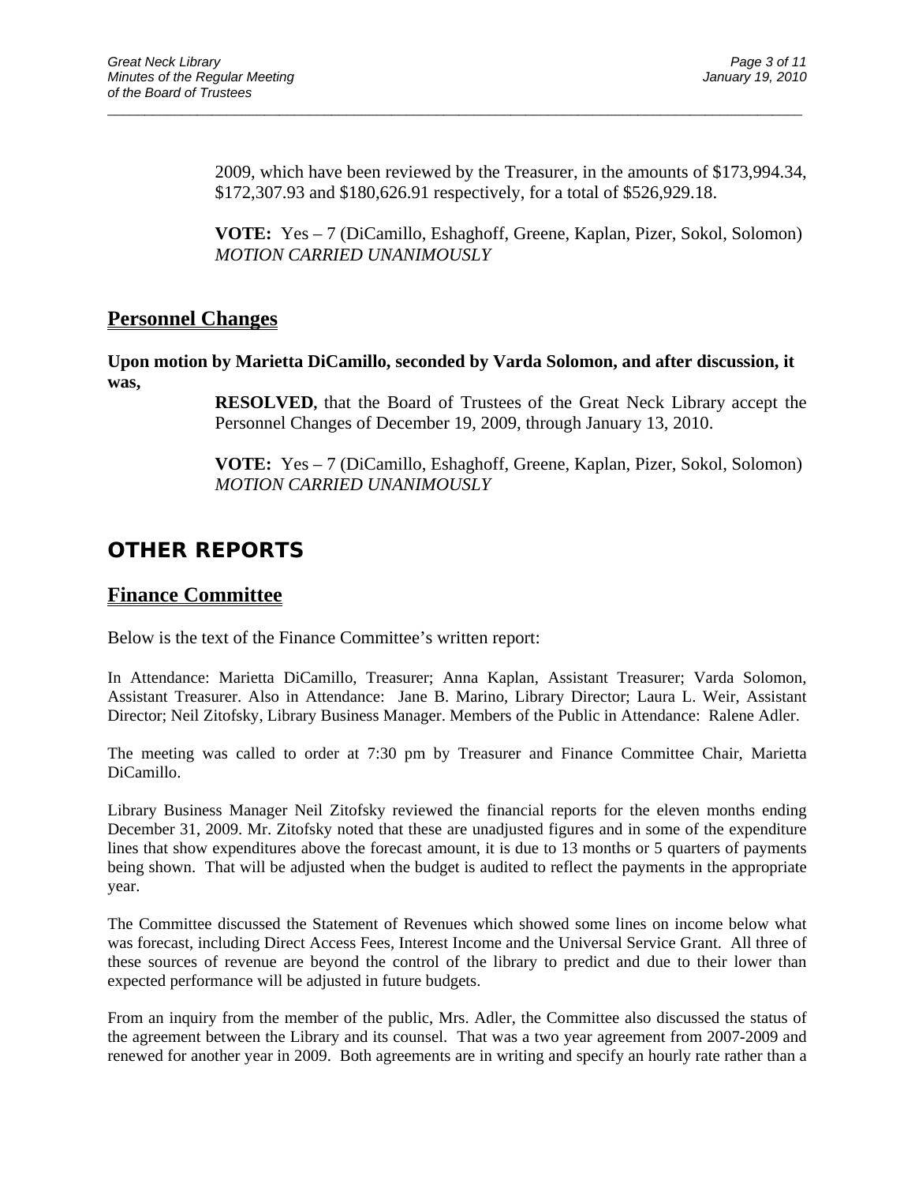2009, which have been reviewed by the Treasurer, in the amounts of $173,994.34, $172,307.93 and $180,626.91 respectively, for a total of $526,929.18.

**VOTE:** Yes – 7 (DiCamillo, Eshaghoff, Greene, Kaplan, Pizer, Sokol, Solomon) *MOTION CARRIED UNANIMOUSLY*

## Personnel Changes

**Upon motion by Marietta DiCamillo, seconded by Varda Solomon, and after discussion, it was,**

**RESOLVED**, that the Board of Trustees of the Great Neck Library accept the Personnel Changes of December 19, 2009, through January 13, 2010.

**VOTE:** Yes – 7 (DiCamillo, Eshaghoff, Greene, Kaplan, Pizer, Sokol, Solomon) *MOTION CARRIED UNANIMOUSLY*

# OTHER REPORTS

## Finance Committee

Below is the text of the Finance Committee's written report:

In Attendance: Marietta DiCamillo, Treasurer; Anna Kaplan, Assistant Treasurer; Varda Solomon, Assistant Treasurer. Also in Attendance: Jane B. Marino, Library Director; Laura L. Weir, Assistant Director; Neil Zitofsky, Library Business Manager. Members of the Public in Attendance: Ralene Adler.

The meeting was called to order at 7:30 pm by Treasurer and Finance Committee Chair, Marietta DiCamillo.

Library Business Manager Neil Zitofsky reviewed the financial reports for the eleven months ending December 31, 2009. Mr. Zitofsky noted that these are unadjusted figures and in some of the expenditure lines that show expenditures above the forecast amount, it is due to 13 months or 5 quarters of payments being shown. That will be adjusted when the budget is audited to reflect the payments in the appropriate year.

The Committee discussed the Statement of Revenues which showed some lines on income below what was forecast, including Direct Access Fees, Interest Income and the Universal Service Grant. All three of these sources of revenue are beyond the control of the library to predict and due to their lower than expected performance will be adjusted in future budgets.

From an inquiry from the member of the public, Mrs. Adler, the Committee also discussed the status of the agreement between the Library and its counsel. That was a two year agreement from 2007-2009 and renewed for another year in 2009. Both agreements are in writing and specify an hourly rate rather than a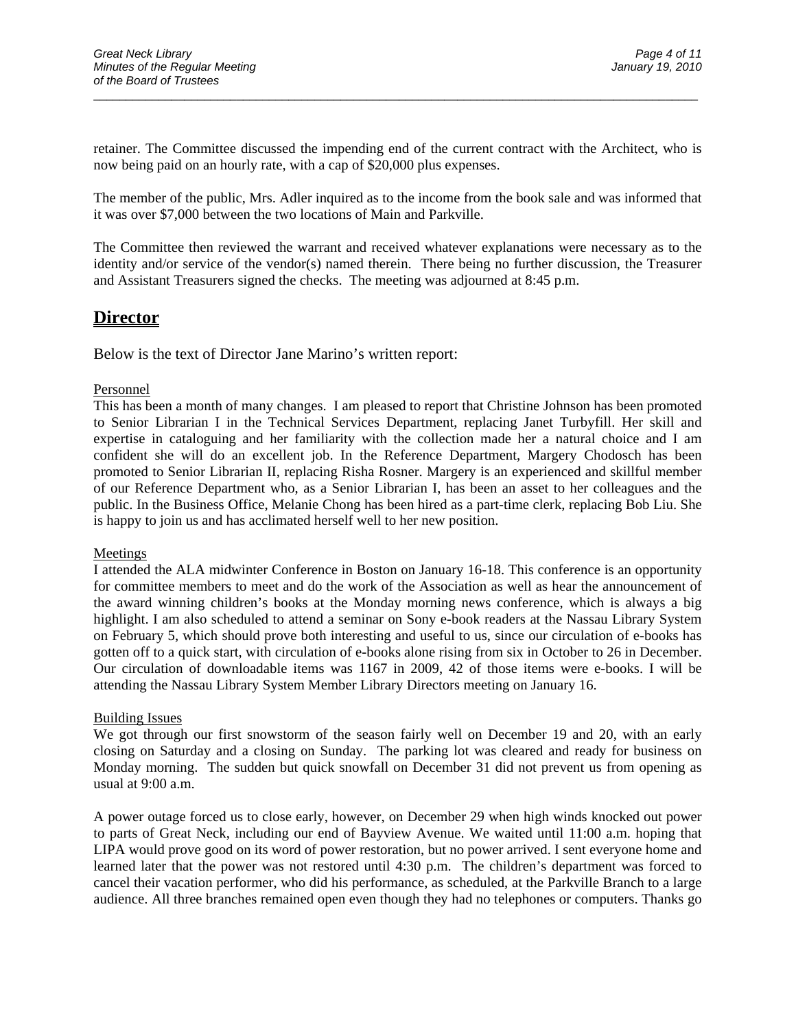retainer. The Committee discussed the impending end of the current contract with the Architect, who is now being paid on an hourly rate, with a cap of $20,000 plus expenses.

The member of the public, Mrs. Adler inquired as to the income from the book sale and was informed that it was over $7,000 between the two locations of Main and Parkville.

The Committee then reviewed the warrant and received whatever explanations were necessary as to the identity and/or service of the vendor(s) named therein. There being no further discussion, the Treasurer and Assistant Treasurers signed the checks. The meeting was adjourned at 8:45 p.m.

## Director

Below is the text of Director Jane Marino's written report:

Personnel

This has been a month of many changes. I am pleased to report that Christine Johnson has been promoted to Senior Librarian I in the Technical Services Department, replacing Janet Turbyfill. Her skill and expertise in cataloguing and her familiarity with the collection made her a natural choice and I am confident she will do an excellent job. In the Reference Department, Margery Chodosch has been promoted to Senior Librarian II, replacing Risha Rosner. Margery is an experienced and skillful member of our Reference Department who, as a Senior Librarian I, has been an asset to her colleagues and the public. In the Business Office, Melanie Chong has been hired as a part-time clerk, replacing Bob Liu. She is happy to join us and has acclimated herself well to her new position.

Meetings

I attended the ALA midwinter Conference in Boston on January 16-18. This conference is an opportunity for committee members to meet and do the work of the Association as well as hear the announcement of the award winning children's books at the Monday morning news conference, which is always a big highlight. I am also scheduled to attend a seminar on Sony e-book readers at the Nassau Library System on February 5, which should prove both interesting and useful to us, since our circulation of e-books has gotten off to a quick start, with circulation of e-books alone rising from six in October to 26 in December. Our circulation of downloadable items was 1167 in 2009, 42 of those items were e-books. I will be attending the Nassau Library System Member Library Directors meeting on January 16.

Building Issues

We got through our first snowstorm of the season fairly well on December 19 and 20, with an early closing on Saturday and a closing on Sunday. The parking lot was cleared and ready for business on Monday morning. The sudden but quick snowfall on December 31 did not prevent us from opening as usual at 9:00 a.m.

A power outage forced us to close early, however, on December 29 when high winds knocked out power to parts of Great Neck, including our end of Bayview Avenue. We waited until 11:00 a.m. hoping that LIPA would prove good on its word of power restoration, but no power arrived. I sent everyone home and learned later that the power was not restored until 4:30 p.m. The children's department was forced to cancel their vacation performer, who did his performance, as scheduled, at the Parkville Branch to a large audience. All three branches remained open even though they had no telephones or computers. Thanks go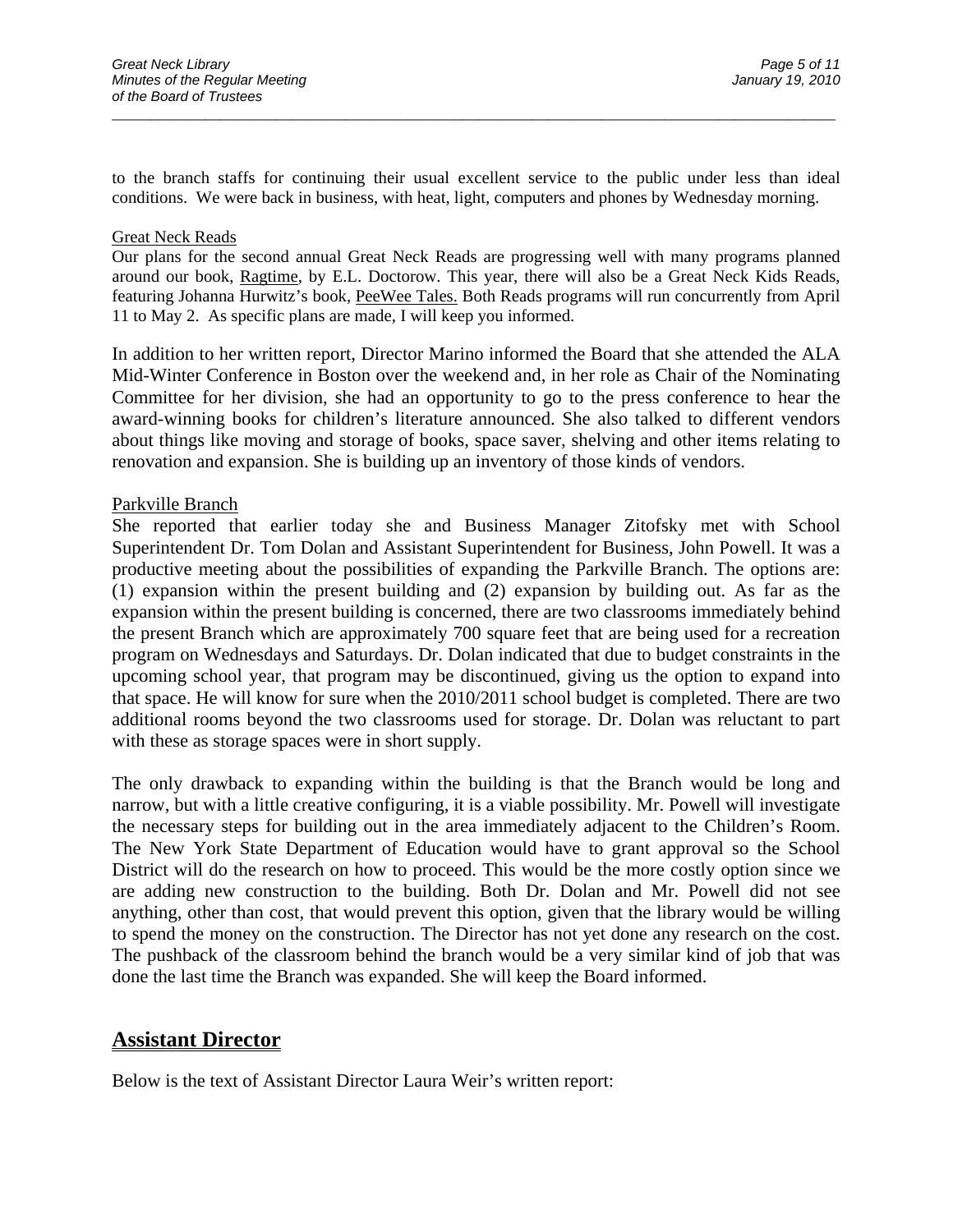to the branch staffs for continuing their usual excellent service to the public under less than ideal conditions. We were back in business, with heat, light, computers and phones by Wednesday morning.

Great Neck Reads

Our plans for the second annual Great Neck Reads are progressing well with many programs planned around our book, Ragtime, by E.L. Doctorow. This year, there will also be a Great Neck Kids Reads, featuring Johanna Hurwitz's book, PeeWee Tales. Both Reads programs will run concurrently from April 11 to May 2. As specific plans are made, I will keep you informed.

In addition to her written report, Director Marino informed the Board that she attended the ALA Mid-Winter Conference in Boston over the weekend and, in her role as Chair of the Nominating Committee for her division, she had an opportunity to go to the press conference to hear the award-winning books for children's literature announced. She also talked to different vendors about things like moving and storage of books, space saver, shelving and other items relating to renovation and expansion. She is building up an inventory of those kinds of vendors.

Parkville Branch

She reported that earlier today she and Business Manager Zitofsky met with School Superintendent Dr. Tom Dolan and Assistant Superintendent for Business, John Powell. It was a productive meeting about the possibilities of expanding the Parkville Branch. The options are: (1) expansion within the present building and (2) expansion by building out. As far as the expansion within the present building is concerned, there are two classrooms immediately behind the present Branch which are approximately 700 square feet that are being used for a recreation program on Wednesdays and Saturdays. Dr. Dolan indicated that due to budget constraints in the upcoming school year, that program may be discontinued, giving us the option to expand into that space. He will know for sure when the 2010/2011 school budget is completed. There are two additional rooms beyond the two classrooms used for storage. Dr. Dolan was reluctant to part with these as storage spaces were in short supply.

The only drawback to expanding within the building is that the Branch would be long and narrow, but with a little creative configuring, it is a viable possibility. Mr. Powell will investigate the necessary steps for building out in the area immediately adjacent to the Children's Room. The New York State Department of Education would have to grant approval so the School District will do the research on how to proceed. This would be the more costly option since we are adding new construction to the building. Both Dr. Dolan and Mr. Powell did not see anything, other than cost, that would prevent this option, given that the library would be willing to spend the money on the construction. The Director has not yet done any research on the cost. The pushback of the classroom behind the branch would be a very similar kind of job that was done the last time the Branch was expanded. She will keep the Board informed.

## Assistant Director

Below is the text of Assistant Director Laura Weir's written report: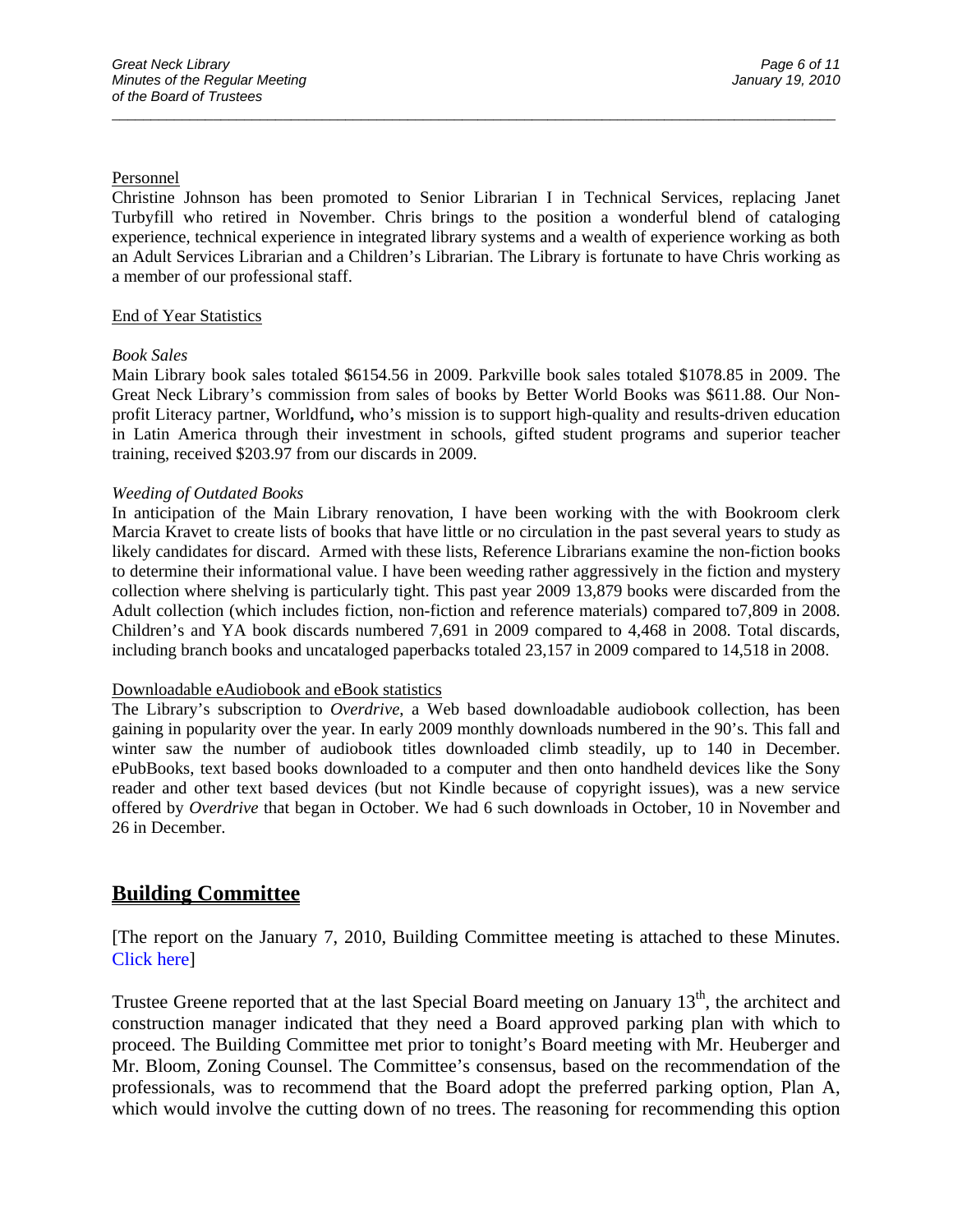Personnel

Christine Johnson has been promoted to Senior Librarian I in Technical Services, replacing Janet Turbyfill who retired in November. Chris brings to the position a wonderful blend of cataloging experience, technical experience in integrated library systems and a wealth of experience working as both an Adult Services Librarian and a Children's Librarian. The Library is fortunate to have Chris working as a member of our professional staff.

End of Year Statistics

*Book Sales*

Main Library book sales totaled $6154.56 in 2009. Parkville book sales totaled $1078.85 in 2009. The Great Neck Library's commission from sales of books by Better World Books was $611.88. Our Non-profit Literacy partner, Worldfund**,** who's mission is to support high-quality and results-driven education in Latin America through their investment in schools, gifted student programs and superior teacher training, received $203.97 from our discards in 2009.

*Weeding of Outdated Books*

In anticipation of the Main Library renovation, I have been working with the with Bookroom clerk Marcia Kravet to create lists of books that have little or no circulation in the past several years to study as likely candidates for discard. Armed with these lists, Reference Librarians examine the non-fiction books to determine their informational value. I have been weeding rather aggressively in the fiction and mystery collection where shelving is particularly tight. This past year 2009 13,879 books were discarded from the Adult collection (which includes fiction, non-fiction and reference materials) compared to7,809 in 2008. Children's and YA book discards numbered 7,691 in 2009 compared to 4,468 in 2008. Total discards, including branch books and uncataloged paperbacks totaled 23,157 in 2009 compared to 14,518 in 2008.

Downloadable eAudiobook and eBook statistics

The Library's subscription to *Overdrive*, a Web based downloadable audiobook collection, has been gaining in popularity over the year. In early 2009 monthly downloads numbered in the 90's. This fall and winter saw the number of audiobook titles downloaded climb steadily, up to 140 in December. ePubBooks, text based books downloaded to a computer and then onto handheld devices like the Sony reader and other text based devices (but not Kindle because of copyright issues), was a new service offered by *Overdrive* that began in October. We had 6 such downloads in October, 10 in November and 26 in December.

## Building Committee

[The report on the January 7, 2010, Building Committee meeting is attached to these Minutes. Click here]

Trustee Greene reported that at the last Special Board meeting on January 13th, the architect and construction manager indicated that they need a Board approved parking plan with which to proceed. The Building Committee met prior to tonight's Board meeting with Mr. Heuberger and Mr. Bloom, Zoning Counsel. The Committee's consensus, based on the recommendation of the professionals, was to recommend that the Board adopt the preferred parking option, Plan A, which would involve the cutting down of no trees. The reasoning for recommending this option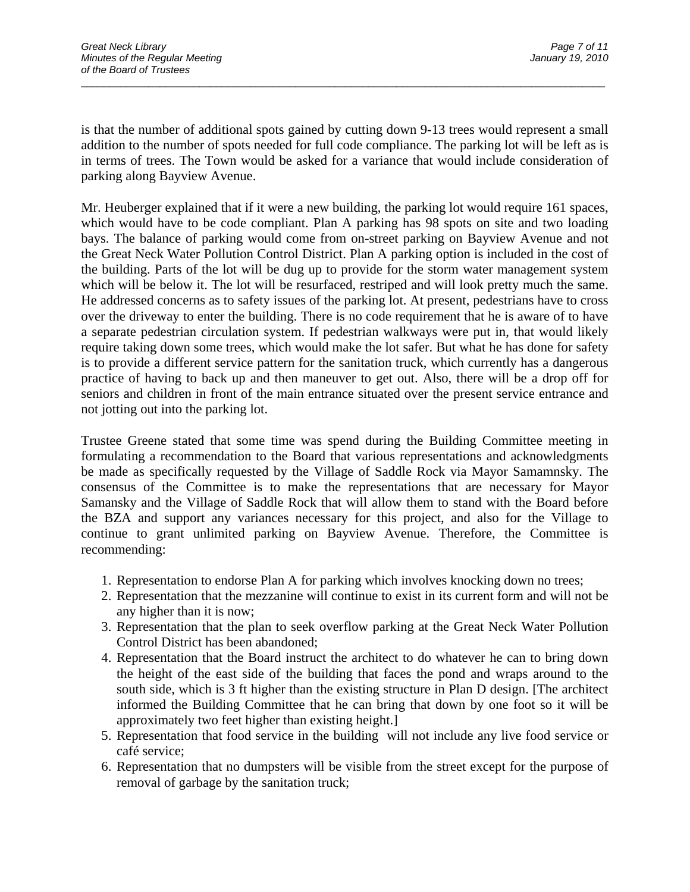is that the number of additional spots gained by cutting down 9-13 trees would represent a small addition to the number of spots needed for full code compliance. The parking lot will be left as is in terms of trees. The Town would be asked for a variance that would include consideration of parking along Bayview Avenue.

Mr. Heuberger explained that if it were a new building, the parking lot would require 161 spaces, which would have to be code compliant. Plan A parking has 98 spots on site and two loading bays. The balance of parking would come from on-street parking on Bayview Avenue and not the Great Neck Water Pollution Control District. Plan A parking option is included in the cost of the building. Parts of the lot will be dug up to provide for the storm water management system which will be below it. The lot will be resurfaced, restriped and will look pretty much the same. He addressed concerns as to safety issues of the parking lot. At present, pedestrians have to cross over the driveway to enter the building. There is no code requirement that he is aware of to have a separate pedestrian circulation system. If pedestrian walkways were put in, that would likely require taking down some trees, which would make the lot safer. But what he has done for safety is to provide a different service pattern for the sanitation truck, which currently has a dangerous practice of having to back up and then maneuver to get out. Also, there will be a drop off for seniors and children in front of the main entrance situated over the present service entrance and not jotting out into the parking lot.

Trustee Greene stated that some time was spend during the Building Committee meeting in formulating a recommendation to the Board that various representations and acknowledgments be made as specifically requested by the Village of Saddle Rock via Mayor Samamnsky. The consensus of the Committee is to make the representations that are necessary for Mayor Samansky and the Village of Saddle Rock that will allow them to stand with the Board before the BZA and support any variances necessary for this project, and also for the Village to continue to grant unlimited parking on Bayview Avenue. Therefore, the Committee is recommending:

1. Representation to endorse Plan A for parking which involves knocking down no trees;
2. Representation that the mezzanine will continue to exist in its current form and will not be any higher than it is now;
3. Representation that the plan to seek overflow parking at the Great Neck Water Pollution Control District has been abandoned;
4. Representation that the Board instruct the architect to do whatever he can to bring down the height of the east side of the building that faces the pond and wraps around to the south side, which is 3 ft higher than the existing structure in Plan D design. [The architect informed the Building Committee that he can bring that down by one foot so it will be approximately two feet higher than existing height.]
5. Representation that food service in the building will not include any live food service or café service;
6. Representation that no dumpsters will be visible from the street except for the purpose of removal of garbage by the sanitation truck;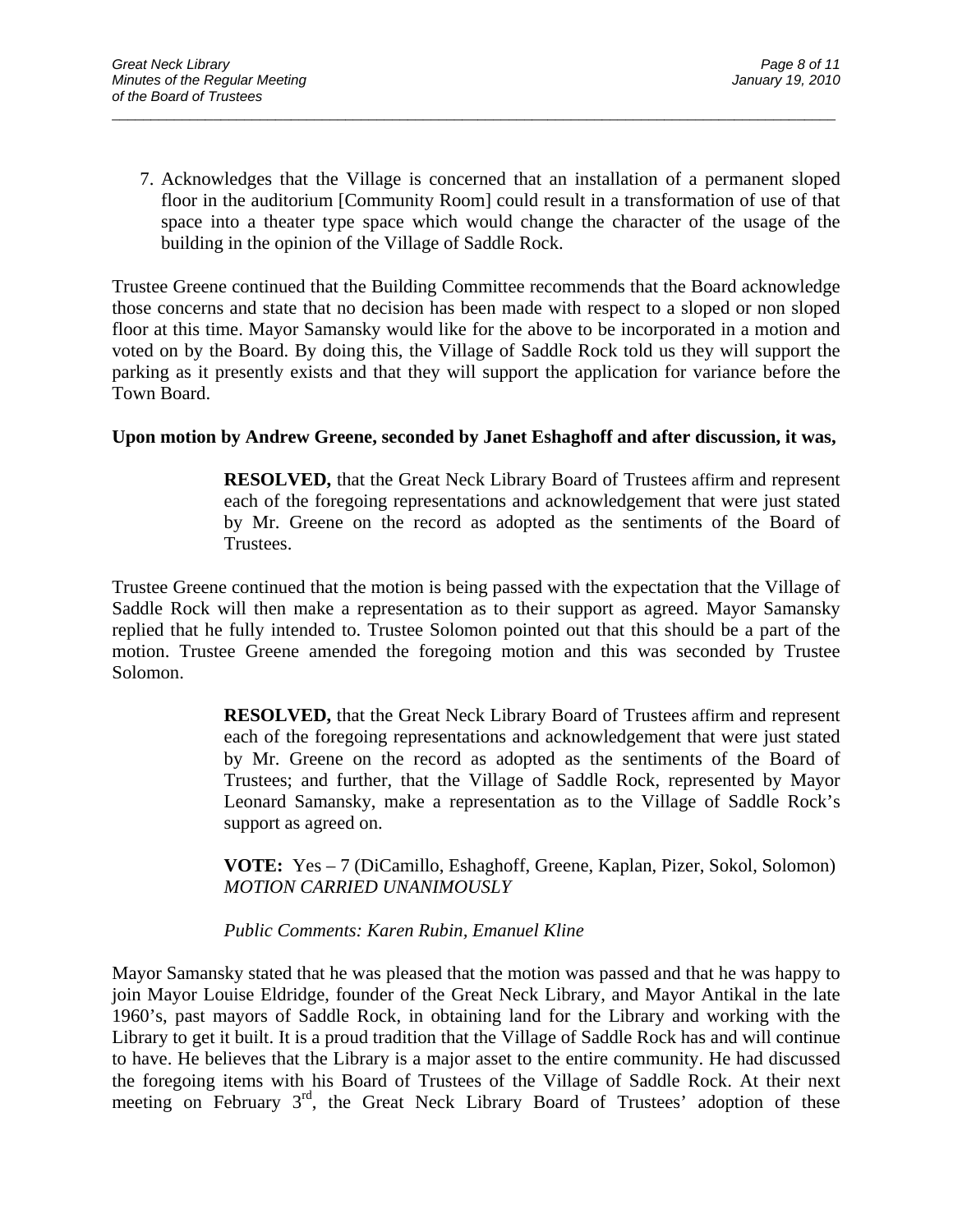7. Acknowledges that the Village is concerned that an installation of a permanent sloped floor in the auditorium [Community Room] could result in a transformation of use of that space into a theater type space which would change the character of the usage of the building in the opinion of the Village of Saddle Rock.

Trustee Greene continued that the Building Committee recommends that the Board acknowledge those concerns and state that no decision has been made with respect to a sloped or non sloped floor at this time. Mayor Samansky would like for the above to be incorporated in a motion and voted on by the Board. By doing this, the Village of Saddle Rock told us they will support the parking as it presently exists and that they will support the application for variance before the Town Board.

**Upon motion by Andrew Greene, seconded by Janet Eshaghoff and after discussion, it was,**

> **RESOLVED,** that the Great Neck Library Board of Trustees affirm and represent each of the foregoing representations and acknowledgement that were just stated by Mr. Greene on the record as adopted as the sentiments of the Board of Trustees.

Trustee Greene continued that the motion is being passed with the expectation that the Village of Saddle Rock will then make a representation as to their support as agreed. Mayor Samansky replied that he fully intended to. Trustee Solomon pointed out that this should be a part of the motion. Trustee Greene amended the foregoing motion and this was seconded by Trustee Solomon.

> **RESOLVED,** that the Great Neck Library Board of Trustees affirm and represent each of the foregoing representations and acknowledgement that were just stated by Mr. Greene on the record as adopted as the sentiments of the Board of Trustees; and further, that the Village of Saddle Rock, represented by Mayor Leonard Samansky, make a representation as to the Village of Saddle Rock's support as agreed on.
>
> **VOTE:** Yes – 7 (DiCamillo, Eshaghoff, Greene, Kaplan, Pizer, Sokol, Solomon)
> *MOTION CARRIED UNANIMOUSLY*
>
> *Public Comments: Karen Rubin, Emanuel Kline*

Mayor Samansky stated that he was pleased that the motion was passed and that he was happy to join Mayor Louise Eldridge, founder of the Great Neck Library, and Mayor Antikal in the late 1960's, past mayors of Saddle Rock, in obtaining land for the Library and working with the Library to get it built. It is a proud tradition that the Village of Saddle Rock has and will continue to have. He believes that the Library is a major asset to the entire community. He had discussed the foregoing items with his Board of Trustees of the Village of Saddle Rock. At their next meeting on February 3rd, the Great Neck Library Board of Trustees' adoption of these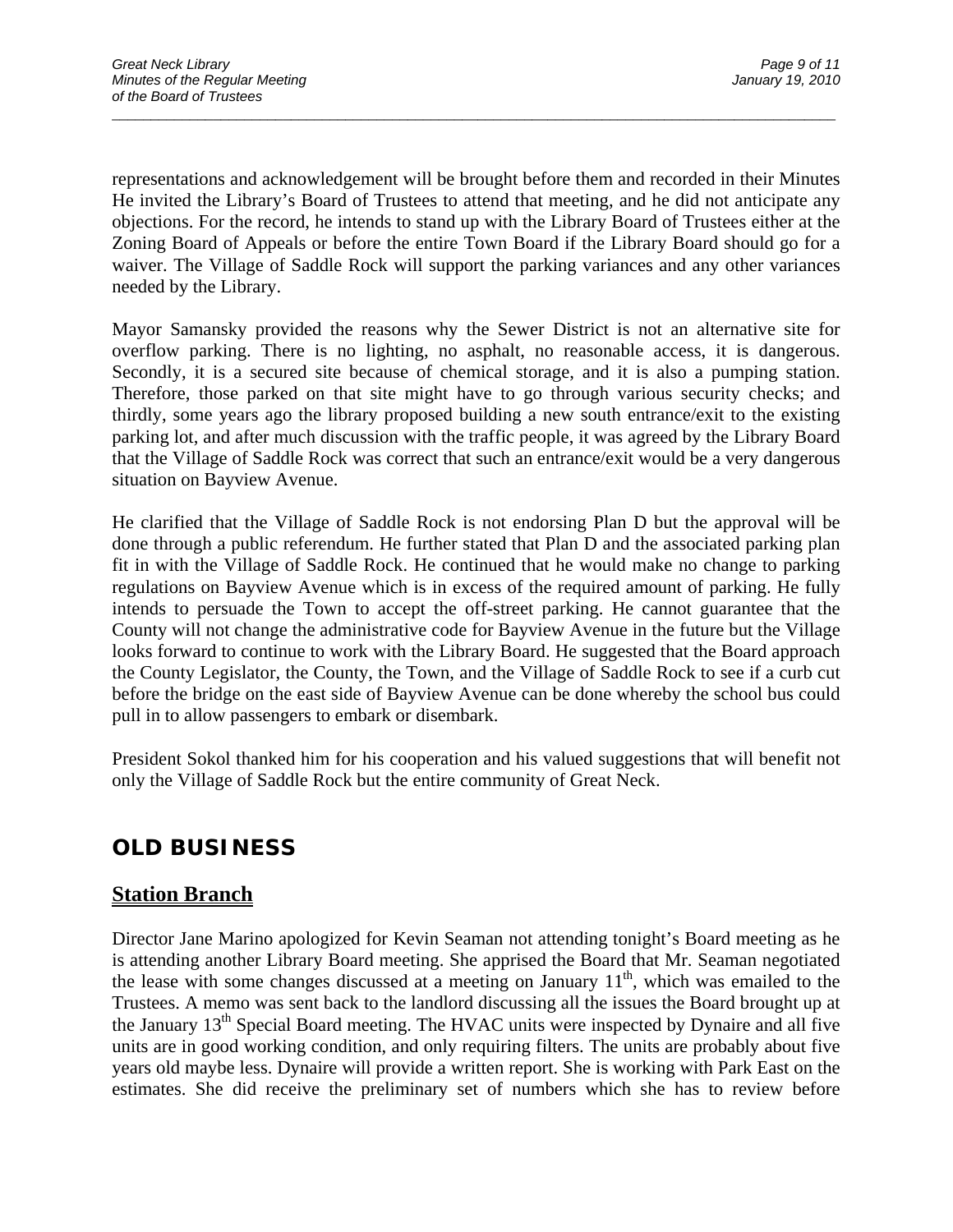representations and acknowledgement will be brought before them and recorded in their Minutes He invited the Library's Board of Trustees to attend that meeting, and he did not anticipate any objections. For the record, he intends to stand up with the Library Board of Trustees either at the Zoning Board of Appeals or before the entire Town Board if the Library Board should go for a waiver. The Village of Saddle Rock will support the parking variances and any other variances needed by the Library.

Mayor Samansky provided the reasons why the Sewer District is not an alternative site for overflow parking. There is no lighting, no asphalt, no reasonable access, it is dangerous. Secondly, it is a secured site because of chemical storage, and it is also a pumping station. Therefore, those parked on that site might have to go through various security checks; and thirdly, some years ago the library proposed building a new south entrance/exit to the existing parking lot, and after much discussion with the traffic people, it was agreed by the Library Board that the Village of Saddle Rock was correct that such an entrance/exit would be a very dangerous situation on Bayview Avenue.

He clarified that the Village of Saddle Rock is not endorsing Plan D but the approval will be done through a public referendum. He further stated that Plan D and the associated parking plan fit in with the Village of Saddle Rock. He continued that he would make no change to parking regulations on Bayview Avenue which is in excess of the required amount of parking. He fully intends to persuade the Town to accept the off-street parking. He cannot guarantee that the County will not change the administrative code for Bayview Avenue in the future but the Village looks forward to continue to work with the Library Board. He suggested that the Board approach the County Legislator, the County, the Town, and the Village of Saddle Rock to see if a curb cut before the bridge on the east side of Bayview Avenue can be done whereby the school bus could pull in to allow passengers to embark or disembark.

President Sokol thanked him for his cooperation and his valued suggestions that will benefit not only the Village of Saddle Rock but the entire community of Great Neck.

## OLD BUSINESS

### Station Branch

Director Jane Marino apologized for Kevin Seaman not attending tonight's Board meeting as he is attending another Library Board meeting. She apprised the Board that Mr. Seaman negotiated the lease with some changes discussed at a meeting on January 11th, which was emailed to the Trustees. A memo was sent back to the landlord discussing all the issues the Board brought up at the January 13th Special Board meeting. The HVAC units were inspected by Dynaire and all five units are in good working condition, and only requiring filters. The units are probably about five years old maybe less. Dynaire will provide a written report. She is working with Park East on the estimates. She did receive the preliminary set of numbers which she has to review before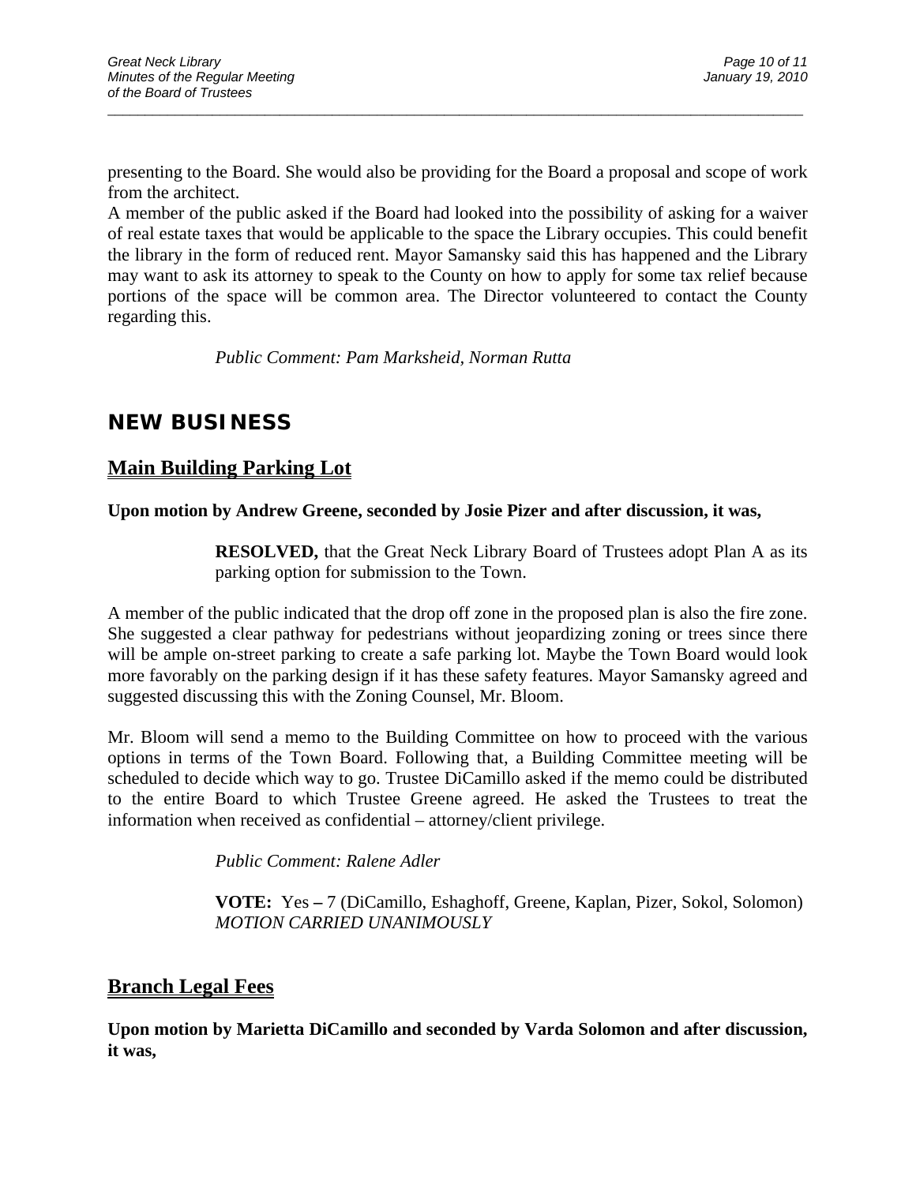presenting to the Board. She would also be providing for the Board a proposal and scope of work from the architect.
A member of the public asked if the Board had looked into the possibility of asking for a waiver of real estate taxes that would be applicable to the space the Library occupies. This could benefit the library in the form of reduced rent. Mayor Samansky said this has happened and the Library may want to ask its attorney to speak to the County on how to apply for some tax relief because portions of the space will be common area. The Director volunteered to contact the County regarding this.

*Public Comment: Pam Marksheid, Norman Rutta*

## NEW BUSINESS

### Main Building Parking Lot

**Upon motion by Andrew Greene, seconded by Josie Pizer and after discussion, it was,**

> **RESOLVED,** that the Great Neck Library Board of Trustees adopt Plan A as its parking option for submission to the Town.

A member of the public indicated that the drop off zone in the proposed plan is also the fire zone. She suggested a clear pathway for pedestrians without jeopardizing zoning or trees since there will be ample on-street parking to create a safe parking lot. Maybe the Town Board would look more favorably on the parking design if it has these safety features. Mayor Samansky agreed and suggested discussing this with the Zoning Counsel, Mr. Bloom.

Mr. Bloom will send a memo to the Building Committee on how to proceed with the various options in terms of the Town Board. Following that, a Building Committee meeting will be scheduled to decide which way to go. Trustee DiCamillo asked if the memo could be distributed to the entire Board to which Trustee Greene agreed. He asked the Trustees to treat the information when received as confidential – attorney/client privilege.

*Public Comment: Ralene Adler*

**VOTE:** Yes **–** 7 (DiCamillo, Eshaghoff, Greene, Kaplan, Pizer, Sokol, Solomon)
*MOTION CARRIED UNANIMOUSLY*

### Branch Legal Fees

**Upon motion by Marietta DiCamillo and seconded by Varda Solomon and after discussion, it was,**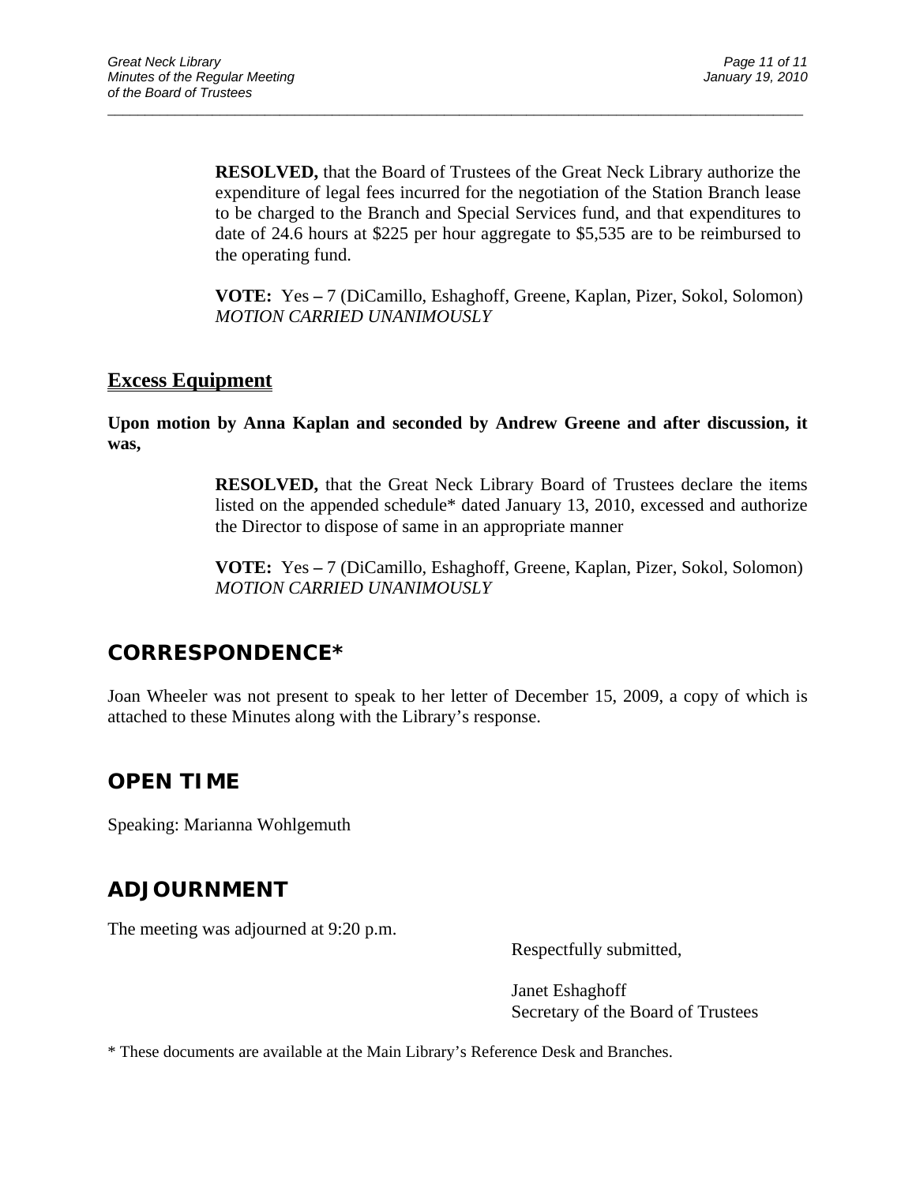**RESOLVED,** that the Board of Trustees of the Great Neck Library authorize the expenditure of legal fees incurred for the negotiation of the Station Branch lease to be charged to the Branch and Special Services fund, and that expenditures to date of 24.6 hours at $225 per hour aggregate to $5,535 are to be reimbursed to the operating fund.

**VOTE:** Yes – 7 (DiCamillo, Eshaghoff, Greene, Kaplan, Pizer, Sokol, Solomon)
*MOTION CARRIED UNANIMOUSLY*

## Excess Equipment

**Upon motion by Anna Kaplan and seconded by Andrew Greene and after discussion, it was,**

**RESOLVED,** that the Great Neck Library Board of Trustees declare the items listed on the appended schedule* dated January 13, 2010, excessed and authorize the Director to dispose of same in an appropriate manner

**VOTE:** Yes – 7 (DiCamillo, Eshaghoff, Greene, Kaplan, Pizer, Sokol, Solomon)
*MOTION CARRIED UNANIMOUSLY*

## CORRESPONDENCE*

Joan Wheeler was not present to speak to her letter of December 15, 2009, a copy of which is attached to these Minutes along with the Library's response.

## OPEN TIME

Speaking: Marianna Wohlgemuth

## ADJOURNMENT

The meeting was adjourned at 9:20 p.m.

Respectfully submitted,

Janet Eshaghoff
Secretary of the Board of Trustees

* These documents are available at the Main Library's Reference Desk and Branches.